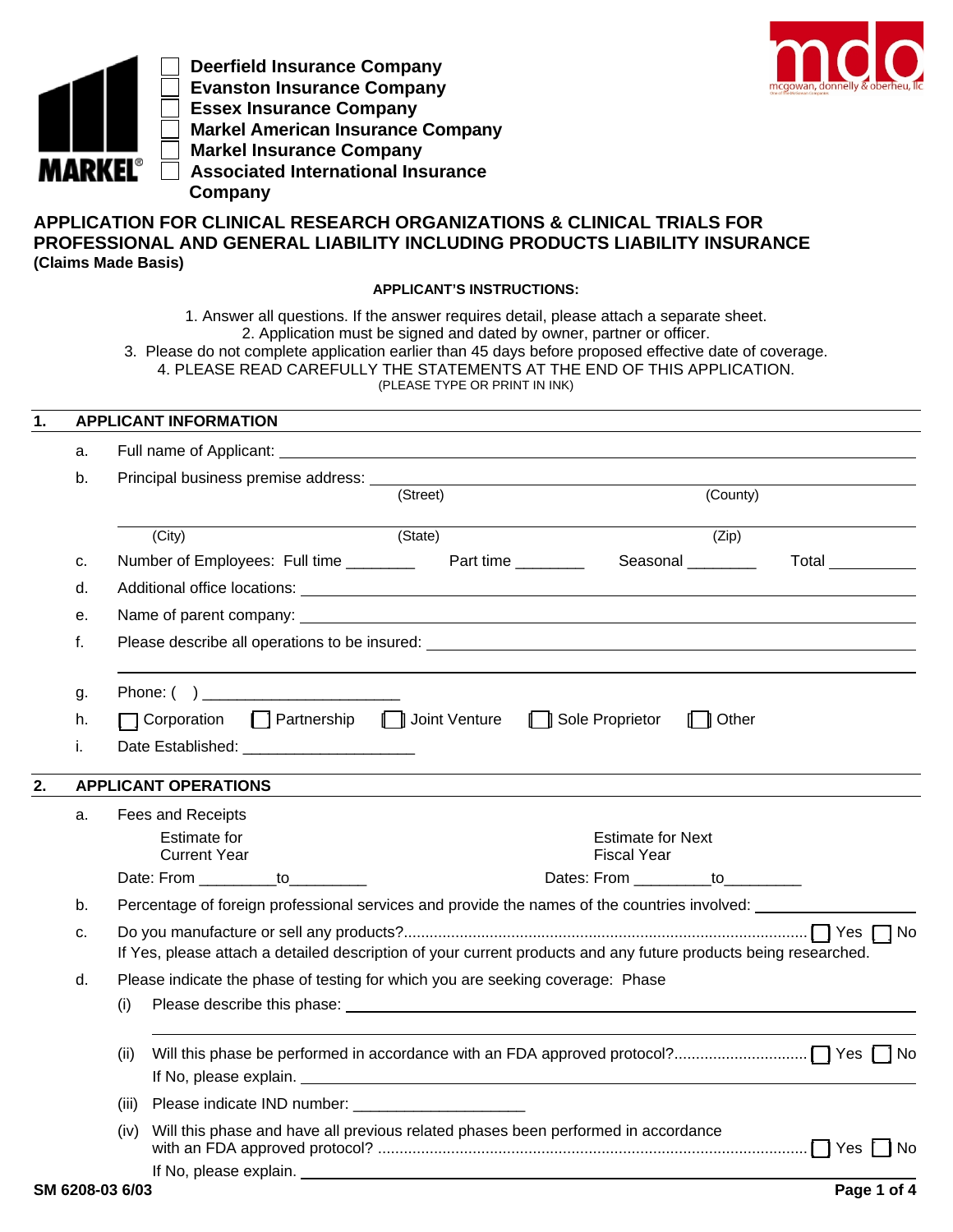- [ ] Deerfield Insurance Company
- [ ] Evanston Insurance Company
- [ ] Essex Insurance Company
- [ ] Markel American Insurance Company
- [ ] Markel Insurance Company
- [ ] Associated International Insurance Company

# APPLICATION FOR CLINICAL RESEARCH ORGANIZATIONS & CLINICAL TRIALS FOR PROFESSIONAL AND GENERAL LIABILITY INCLUDING PRODUCTS LIABILITY INSURANCE

**(Claims Made Basis)**

**APPLICANT'S INSTRUCTIONS:**

1. Answer all questions. If the answer requires detail, please attach a separate sheet.
2. Application must be signed and dated by owner, partner or officer.
3. Please do not complete application earlier than 45 days before proposed effective date of coverage.
4. PLEASE READ CAREFULLY THE STATEMENTS AT THE END OF THIS APPLICATION.

(PLEASE TYPE OR PRINT IN INK)

## 1. APPLICANT INFORMATION

a. Full name of Applicant: ____________________

b. Principal business premise address: ____________________
(Street) (County)
____________________
(City) (State) (Zip)

c. Number of Employees: Full time ________ Part time ________ Seasonal ________ Total ________

d. Additional office locations: ____________________

e. Name of parent company: ____________________

f. Please describe all operations to be insured: ____________________

g. Phone: ( ) ____________________

h. ☐ Corporation ☐ Partnership ☐ Joint Venture ☐ Sole Proprietor ☐ Other

i. Date Established: ____________________

## 2. APPLICANT OPERATIONS

a. Fees and Receipts

| Estimate for Current Year | Estimate for Next Fiscal Year |
|---|---|
| Date: From ________to________ | Dates: From ________to________ |

b. Percentage of foreign professional services and provide the names of the countries involved: ____________________

c. Do you manufacture or sell any products? ☐ Yes ☐ No
If Yes, please attach a detailed description of your current products and any future products being researched.

d. Please indicate the phase of testing for which you are seeking coverage: Phase

(i) Please describe this phase: ____________________

(ii) Will this phase be performed in accordance with an FDA approved protocol? ☐ Yes ☐ No
If No, please explain. ____________________

(iii) Please indicate IND number: ____________________

(iv) Will this phase and have all previous related phases been performed in accordance with an FDA approved protocol? ☐ Yes ☐ No
If No, please explain. ____________________

SM 6208-03 6/03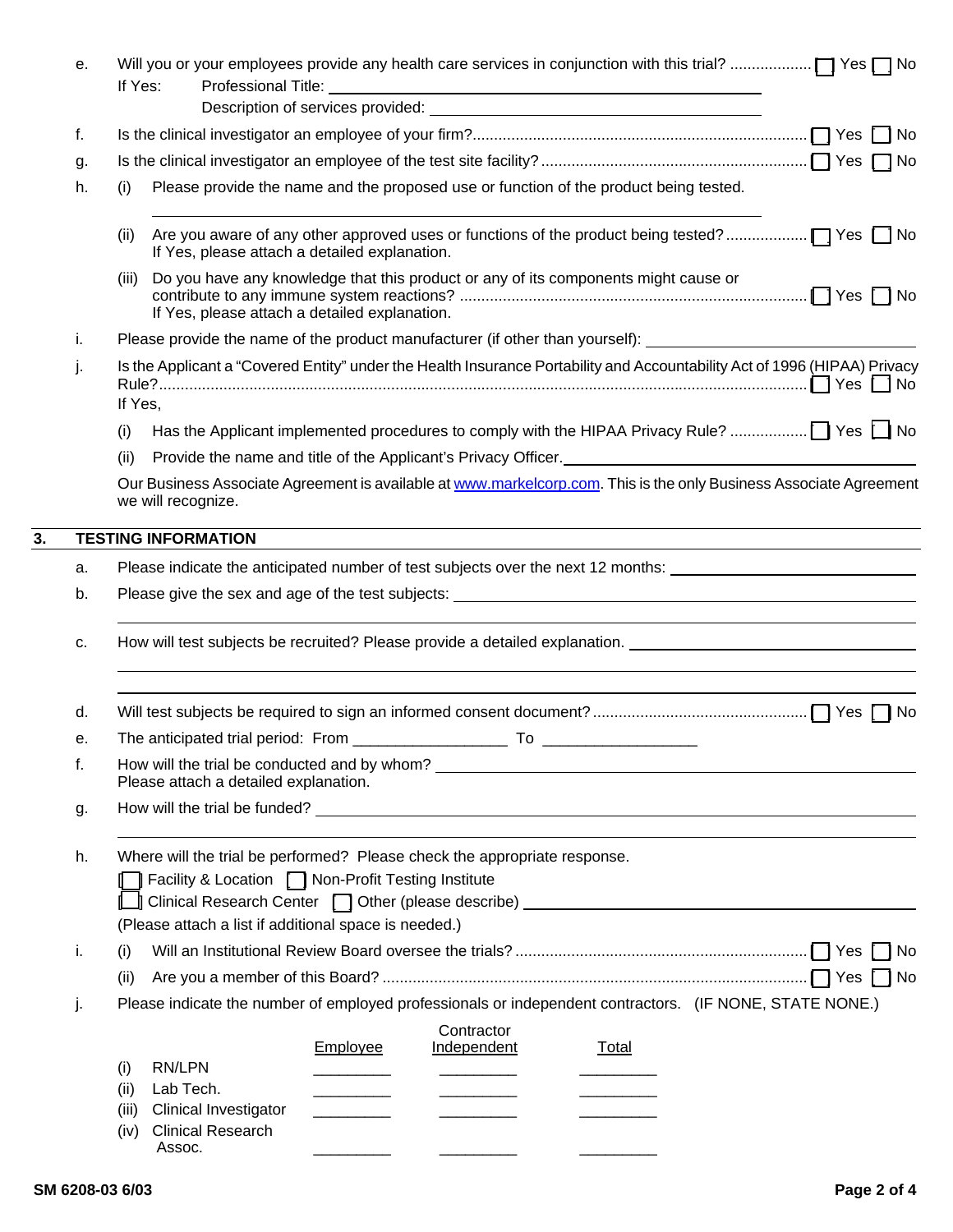e. Will you or your employees provide any health care services in conjunction with this trial? .................. ☐ Yes ☐ No

If Yes: Professional Title: ______________________________

Description of services provided: ______________________________

f. Is the clinical investigator an employee of your firm? .......................................................................... ☐ Yes ☐ No

g. Is the clinical investigator an employee of the test site facility? ........................................................ ☐ Yes ☐ No

h. (i) Please provide the name and the proposed use or function of the product being tested.

______________________________

(ii) Are you aware of any other approved uses or functions of the product being tested? .................. ☐ Yes ☐ No
If Yes, please attach a detailed explanation.

(iii) Do you have any knowledge that this product or any of its components might cause or contribute to any immune system reactions? ........................................................................ ☐ Yes ☐ No
If Yes, please attach a detailed explanation.

i. Please provide the name of the product manufacturer (if other than yourself): ______________________________

j. Is the Applicant a "Covered Entity" under the Health Insurance Portability and Accountability Act of 1996 (HIPAA) Privacy Rule? ........................................................................................................................ ☐ Yes ☐ No
If Yes,

(i) Has the Applicant implemented procedures to comply with the HIPAA Privacy Rule? ................. ☐ Yes ☐ No

(ii) Provide the name and title of the Applicant's Privacy Officer. ______________________________

Our Business Associate Agreement is available at www.markelcorp.com. This is the only Business Associate Agreement we will recognize.

## 3. TESTING INFORMATION

a. Please indicate the anticipated number of test subjects over the next 12 months: ______________________________

b. Please give the sex and age of the test subjects: ______________________________

______________________________

c. How will test subjects be recruited? Please provide a detailed explanation. ______________________________

______________________________

______________________________

d. Will test subjects be required to sign an informed consent document? ................................................ ☐ Yes ☐ No

e. The anticipated trial period: From __________________ To __________________

f. How will the trial be conducted and by whom? ______________________________
Please attach a detailed explanation.

g. How will the trial be funded? ______________________________

______________________________

h. Where will the trial be performed? Please check the appropriate response.

☐ Facility & Location ☐ Non-Profit Testing Institute

☐ Clinical Research Center ☐ Other (please describe) ______________________________

(Please attach a list if additional space is needed.)

i. (i) Will an Institutional Review Board oversee the trials? ................................................................... ☐ Yes ☐ No

(ii) Are you a member of this Board? .................................................................................................. ☐ Yes ☐ No

j. Please indicate the number of employed professionals or independent contractors. (IF NONE, STATE NONE.)

| | Employee | Contractor Independent | Total |
|---|---|---|---|
| (i) RN/LPN | _________ | _________ | _________ |
| (ii) Lab Tech. | _________ | _________ | _________ |
| (iii) Clinical Investigator | _________ | _________ | _________ |
| (iv) Clinical Research Assoc. | _________ | _________ | _________ |

SM 6208-03 6/03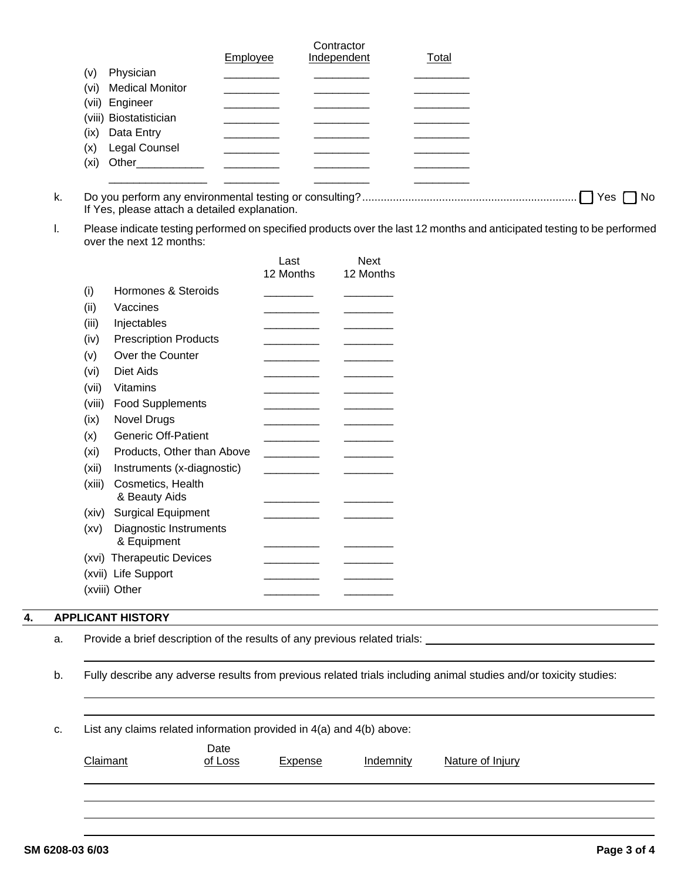| | Employee | Contractor Independent | Total |
|---|---|---|---|
| (v) Physician | _________ | _________ | _________ |
| (vi) Medical Monitor | _________ | _________ | _________ |
| (vii) Engineer | _________ | _________ | _________ |
| (viii) Biostatistician | _________ | _________ | _________ |
| (ix) Data Entry | _________ | _________ | _________ |
| (x) Legal Counsel | _________ | _________ | _________ |
| (xi) Other___________ | _________ | _________ | _________ |
| ________________ | _________ | _________ | _________ |

k. Do you perform any environmental testing or consulting? ☐ Yes ☐ No
If Yes, please attach a detailed explanation.

l. Please indicate testing performed on specified products over the last 12 months and anticipated testing to be performed over the next 12 months:

| | Last 12 Months | Next 12 Months |
|---|---|---|
| (i) Hormones & Steroids | ________ | ________ |
| (ii) Vaccines | _________ | ________ |
| (iii) Injectables | _________ | ________ |
| (iv) Prescription Products | _________ | ________ |
| (v) Over the Counter | _________ | ________ |
| (vi) Diet Aids | _________ | ________ |
| (vii) Vitamins | _________ | ________ |
| (viii) Food Supplements | _________ | ________ |
| (ix) Novel Drugs | _________ | ________ |
| (x) Generic Off-Patient | _________ | ________ |
| (xi) Products, Other than Above | _________ | ________ |
| (xii) Instruments (x-diagnostic) | _________ | ________ |
| (xiii) Cosmetics, Health & Beauty Aids | _________ | ________ |
| (xiv) Surgical Equipment | _________ | ________ |
| (xv) Diagnostic Instruments & Equipment | _________ | ________ |
| (xvi) Therapeutic Devices | _________ | ________ |
| (xvii) Life Support | _________ | ________ |
| (xviii) Other | _________ | ________ |

## 4. APPLICANT HISTORY

a. Provide a brief description of the results of any previous related trials: ______________________________

______________________________________________________________________

b. Fully describe any adverse results from previous related trials including animal studies and/or toxicity studies:

______________________________________________________________________

______________________________________________________________________

c. List any claims related information provided in 4(a) and 4(b) above:

| Claimant | Date of Loss | Expense | Indemnity | Nature of Injury |
|---|---|---|---|---|
| | | | | |
| | | | | |
| | | | | |
| | | | | |

SM 6208-03 6/03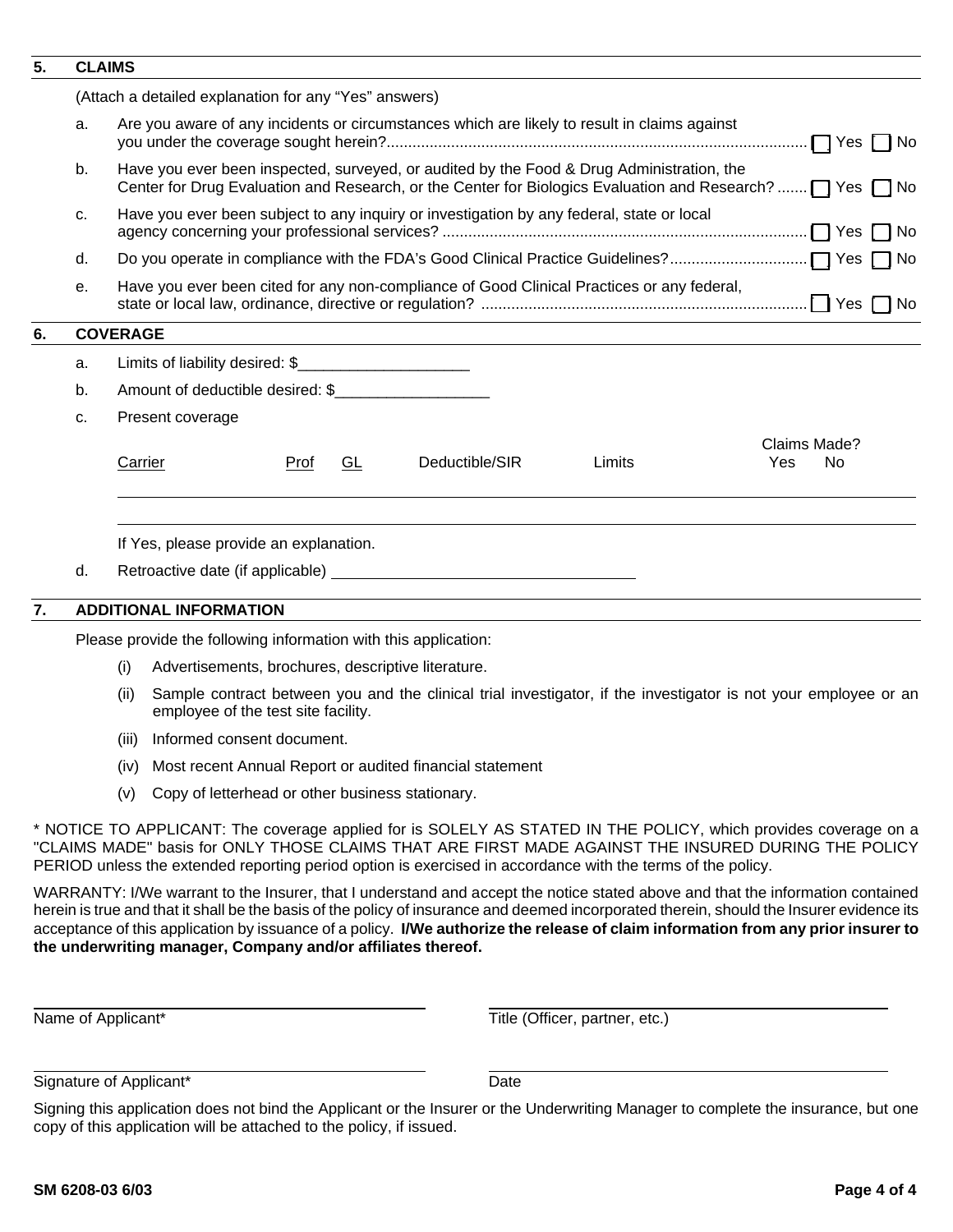## 5. CLAIMS

(Attach a detailed explanation for any "Yes" answers)

a. Are you aware of any incidents or circumstances which are likely to result in claims against you under the coverage sought herein? .......... ☐ Yes ☐ No

b. Have you ever been inspected, surveyed, or audited by the Food & Drug Administration, the Center for Drug Evaluation and Research, or the Center for Biologics Evaluation and Research? .......... ☐ Yes ☐ No

c. Have you ever been subject to any inquiry or investigation by any federal, state or local agency concerning your professional services? .......... ☐ Yes ☐ No

d. Do you operate in compliance with the FDA's Good Clinical Practice Guidelines? .......... ☐ Yes ☐ No

e. Have you ever been cited for any non-compliance of Good Clinical Practices or any federal, state or local law, ordinance, directive or regulation? .......... ☐ Yes ☐ No

## 6. COVERAGE

a. Limits of liability desired: $____________________

b. Amount of deductible desired: $__________________

c. Present coverage

| Carrier | Prof | GL | Deductible/SIR | Limits | Claims Made? Yes | Claims Made? No |
|---|---|---|---|---|---|---|
| | | | | | | |
| | | | | | | |

If Yes, please provide an explanation.

d. Retroactive date (if applicable) ____________________________________

## 7. ADDITIONAL INFORMATION

Please provide the following information with this application:

(i) Advertisements, brochures, descriptive literature.

(ii) Sample contract between you and the clinical trial investigator, if the investigator is not your employee or an employee of the test site facility.

(iii) Informed consent document.

(iv) Most recent Annual Report or audited financial statement

(v) Copy of letterhead or other business stationary.

* NOTICE TO APPLICANT: The coverage applied for is SOLELY AS STATED IN THE POLICY, which provides coverage on a "CLAIMS MADE" basis for ONLY THOSE CLAIMS THAT ARE FIRST MADE AGAINST THE INSURED DURING THE POLICY PERIOD unless the extended reporting period option is exercised in accordance with the terms of the policy.

WARRANTY: I/We warrant to the Insurer, that I understand and accept the notice stated above and that the information contained herein is true and that it shall be the basis of the policy of insurance and deemed incorporated therein, should the Insurer evidence its acceptance of this application by issuance of a policy. **I/We authorize the release of claim information from any prior insurer to the underwriting manager, Company and/or affiliates thereof.**

______________________________________ Name of Applicant*

______________________________________ Title (Officer, partner, etc.)

______________________________________ Signature of Applicant*

______________________________________ Date

Signing this application does not bind the Applicant or the Insurer or the Underwriting Manager to complete the insurance, but one copy of this application will be attached to the policy, if issued.

SM 6208-03 6/03